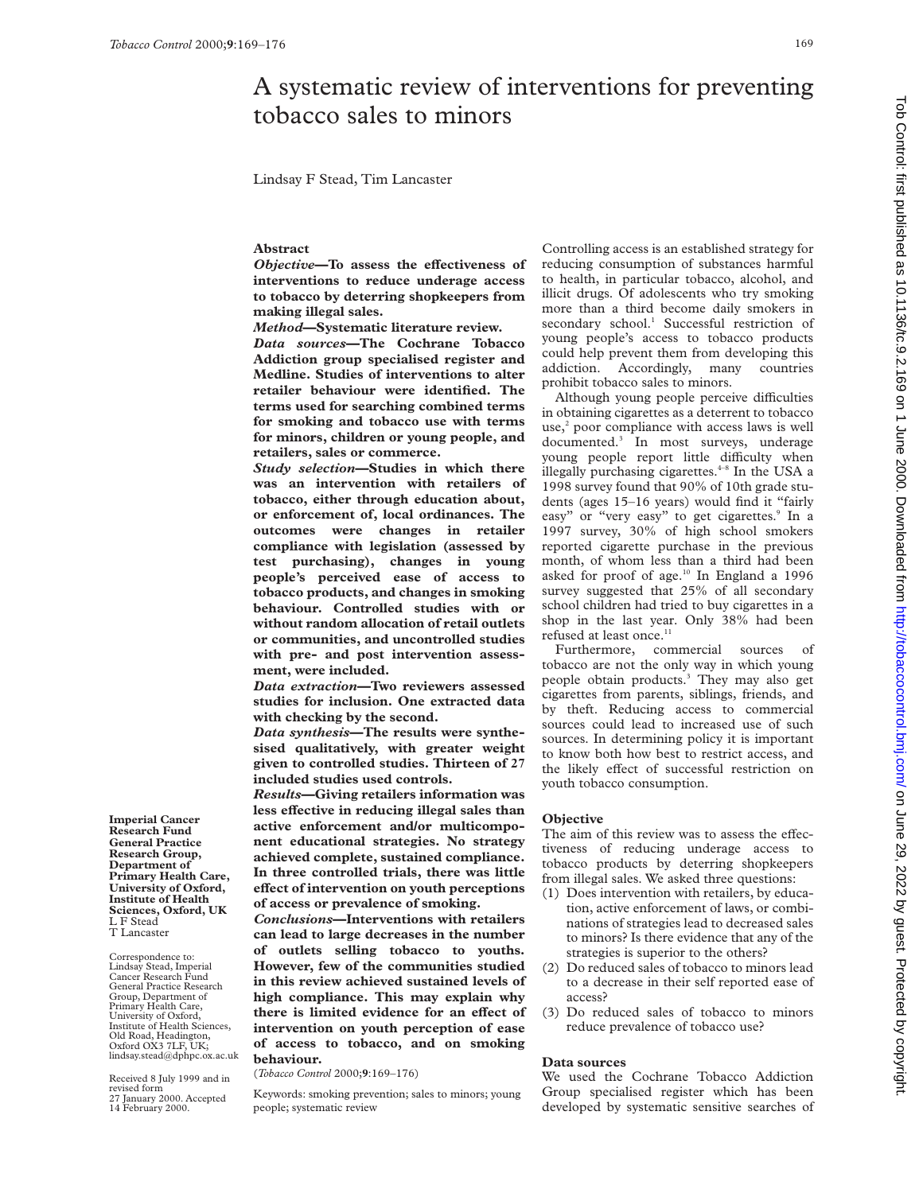# A systematic review of interventions for preventing tobacco sales to minors

Lindsay F Stead, Tim Lancaster

## Abstract

***Objective*—To assess the effectiveness of interventions to reduce underage access to tobacco by deterring shopkeepers from making illegal sales.**

***Method*—Systematic literature review.**

***Data sources*—The Cochrane Tobacco Addiction group specialised register and Medline. Studies of interventions to alter retailer behaviour were identified. The terms used for searching combined terms for smoking and tobacco use with terms for minors, children or young people, and retailers, sales or commerce.**

***Study selection*—Studies in which there was an intervention with retailers of tobacco, either through education about, or enforcement of, local ordinances. The outcomes were changes in retailer compliance with legislation (assessed by test purchasing), changes in young people's perceived ease of access to tobacco products, and changes in smoking behaviour. Controlled studies with or without random allocation of retail outlets or communities, and uncontrolled studies with pre- and post intervention assessment, were included.**

***Data extraction*—Two reviewers assessed studies for inclusion. One extracted data with checking by the second.**

***Data synthesis*—The results were synthesised qualitatively, with greater weight given to controlled studies. Thirteen of 27 included studies used controls.**

***Results*—Giving retailers information was less effective in reducing illegal sales than active enforcement and/or multicomponent educational strategies. No strategy achieved complete, sustained compliance. In three controlled trials, there was little effect of intervention on youth perceptions of access or prevalence of smoking.**

***Conclusions*—Interventions with retailers can lead to large decreases in the number of outlets selling tobacco to youths. However, few of the communities studied in this review achieved sustained levels of high compliance. This may explain why there is limited evidence for an effect of intervention on youth perception of ease of access to tobacco, and on smoking behaviour.**

(*Tobacco Control* 2000;**9**:169–176)

Keywords: smoking prevention; sales to minors; young people; systematic review

**Imperial Cancer Research Fund General Practice Research Group, Department of Primary Health Care, University of Oxford, Institute of Health Sciences, Oxford, UK**
L F Stead
T Lancaster

Correspondence to: Lindsay Stead, Imperial Cancer Research Fund General Practice Research Group, Department of Primary Health Care, University of Oxford, Institute of Health Sciences, Old Road, Headington, Oxford OX3 7LF, UK; lindsay.stead@dphpc.ox.ac.uk

Received 8 July 1999 and in revised form 27 January 2000. Accepted 14 February 2000.

Controlling access is an established strategy for reducing consumption of substances harmful to health, in particular tobacco, alcohol, and illicit drugs. Of adolescents who try smoking more than a third become daily smokers in secondary school.[1] Successful restriction of young people's access to tobacco products could help prevent them from developing this addiction. Accordingly, many countries prohibit tobacco sales to minors.

Although young people perceive difficulties in obtaining cigarettes as a deterrent to tobacco use,[2] poor compliance with access laws is well documented.[3] In most surveys, underage young people report little difficulty when illegally purchasing cigarettes.[4–8] In the USA a 1998 survey found that 90% of 10th grade students (ages 15–16 years) would find it "fairly easy" or "very easy" to get cigarettes.[9] In a 1997 survey, 30% of high school smokers reported cigarette purchase in the previous month, of whom less than a third had been asked for proof of age.[10] In England a 1996 survey suggested that 25% of all secondary school children had tried to buy cigarettes in a shop in the last year. Only 38% had been refused at least once.[11]

Furthermore, commercial sources of tobacco are not the only way in which young people obtain products.[3] They may also get cigarettes from parents, siblings, friends, and by theft. Reducing access to commercial sources could lead to increased use of such sources. In determining policy it is important to know both how best to restrict access, and the likely effect of successful restriction on youth tobacco consumption.

## Objective

The aim of this review was to assess the effectiveness of reducing underage access to tobacco products by deterring shopkeepers from illegal sales. We asked three questions:

1. Does intervention with retailers, by education, active enforcement of laws, or combinations of strategies lead to decreased sales to minors? Is there evidence that any of the strategies is superior to the others?
2. Do reduced sales of tobacco to minors lead to a decrease in their self reported ease of access?
3. Do reduced sales of tobacco to minors reduce prevalence of tobacco use?

## Data sources

We used the Cochrane Tobacco Addiction Group specialised register which has been developed by systematic sensitive searches of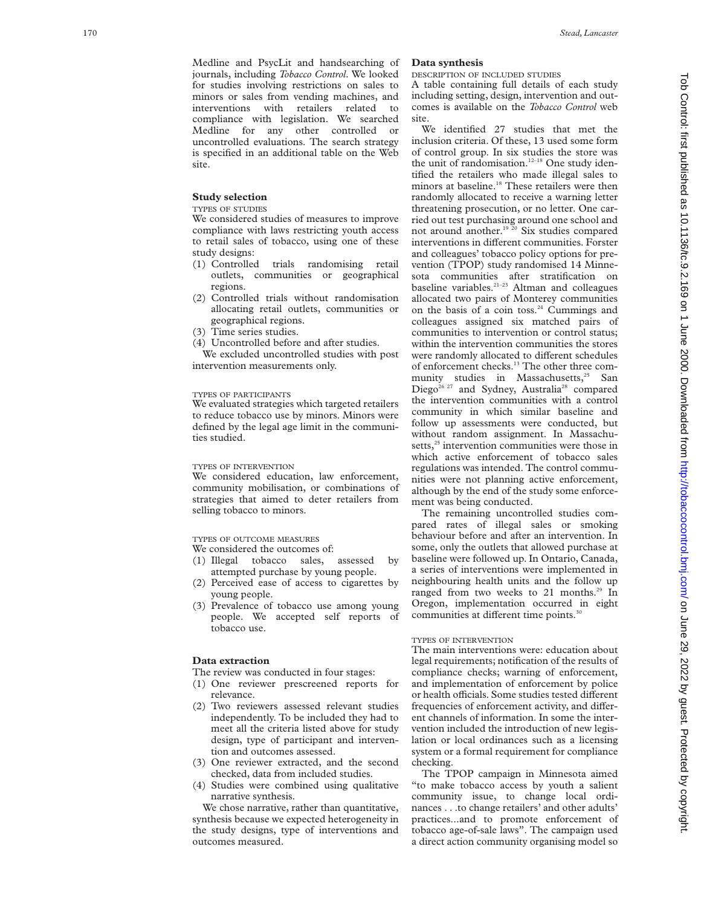Medline and PsycLit and handsearching of journals, including *Tobacco Control*. We looked for studies involving restrictions on sales to minors or sales from vending machines, and interventions with retailers related to compliance with legislation. We searched Medline for any other controlled or uncontrolled evaluations. The search strategy is specified in an additional table on the Web site.

## Study selection

TYPES OF STUDIES

We considered studies of measures to improve compliance with laws restricting youth access to retail sales of tobacco, using one of these study designs:

(1) Controlled trials randomising retail outlets, communities or geographical regions.
(2) Controlled trials without randomisation allocating retail outlets, communities or geographical regions.
(3) Time series studies.
(4) Uncontrolled before and after studies.

We excluded uncontrolled studies with post intervention measurements only.

TYPES OF PARTICIPANTS

We evaluated strategies which targeted retailers to reduce tobacco use by minors. Minors were defined by the legal age limit in the communities studied.

TYPES OF INTERVENTION

We considered education, law enforcement, community mobilisation, or combinations of strategies that aimed to deter retailers from selling tobacco to minors.

TYPES OF OUTCOME MEASURES

We considered the outcomes of:

(1) Illegal tobacco sales, assessed by attempted purchase by young people.
(2) Perceived ease of access to cigarettes by young people.
(3) Prevalence of tobacco use among young people. We accepted self reports of tobacco use.

## Data extraction

The review was conducted in four stages:

(1) One reviewer prescreened reports for relevance.
(2) Two reviewers assessed relevant studies independently. To be included they had to meet all the criteria listed above for study design, type of participant and intervention and outcomes assessed.
(3) One reviewer extracted, and the second checked, data from included studies.
(4) Studies were combined using qualitative narrative synthesis.

We chose narrative, rather than quantitative, synthesis because we expected heterogeneity in the study designs, type of interventions and outcomes measured.

## Data synthesis

DESCRIPTION OF INCLUDED STUDIES

A table containing full details of each study including setting, design, intervention and outcomes is available on the *Tobacco Control* web site.

We identified 27 studies that met the inclusion criteria. Of these, 13 used some form of control group. In six studies the store was the unit of randomisation.[12–18] One study identified the retailers who made illegal sales to minors at baseline.[18] These retailers were then randomly allocated to receive a warning letter threatening prosecution, or no letter. One carried out test purchasing around one school and not around another.[19 20] Six studies compared interventions in different communities. Forster and colleagues' tobacco policy options for prevention (TPOP) study randomised 14 Minnesota communities after stratification on baseline variables.[21–23] Altman and colleagues allocated two pairs of Monterey communities on the basis of a coin toss.[24] Cummings and colleagues assigned six matched pairs of communities to intervention or control status; within the intervention communities the stores were randomly allocated to different schedules of enforcement checks.[13] The other three community studies in Massachusetts,[25] San Diego[26 27] and Sydney, Australia[28] compared the intervention communities with a control community in which similar baseline and follow up assessments were conducted, but without random assignment. In Massachusetts,[25] intervention communities were those in which active enforcement of tobacco sales regulations was intended. The control communities were not planning active enforcement, although by the end of the study some enforcement was being conducted.

The remaining uncontrolled studies compared rates of illegal sales or smoking behaviour before and after an intervention. In some, only the outlets that allowed purchase at baseline were followed up. In Ontario, Canada, a series of interventions were implemented in neighbouring health units and the follow up ranged from two weeks to 21 months.[29] In Oregon, implementation occurred in eight communities at different time points.[30]

TYPES OF INTERVENTION

The main interventions were: education about legal requirements; notification of the results of compliance checks; warning of enforcement, and implementation of enforcement by police or health officials. Some studies tested different frequencies of enforcement activity, and different channels of information. In some the intervention included the introduction of new legislation or local ordinances such as a licensing system or a formal requirement for compliance checking.

The TPOP campaign in Minnesota aimed "to make tobacco access by youth a salient community issue, to change local ordinances . . .to change retailers' and other adults' practices...and to promote enforcement of tobacco age-of-sale laws". The campaign used a direct action community organising model so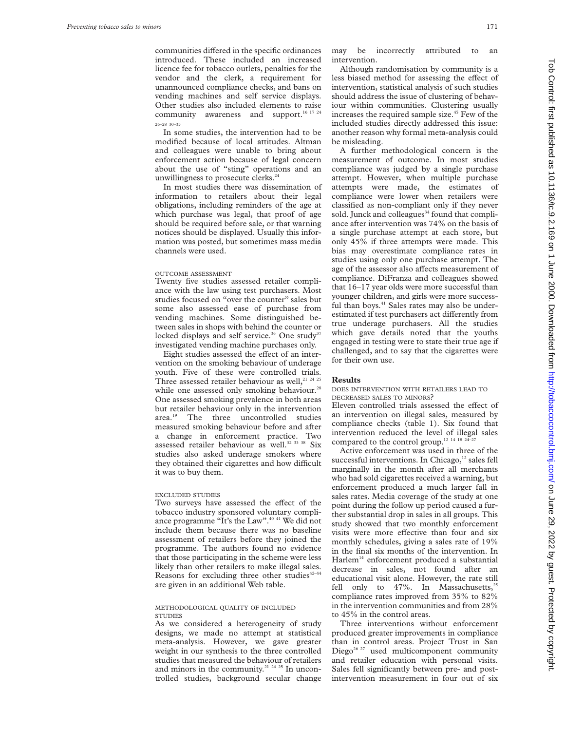communities differed in the specific ordinances introduced. These included an increased licence fee for tobacco outlets, penalties for the vendor and the clerk, a requirement for unannounced compliance checks, and bans on vending machines and self service displays. Other studies also included elements to raise community awareness and support.[16 17 24 26–28 30–35]

In some studies, the intervention had to be modified because of local attitudes. Altman and colleagues were unable to bring about enforcement action because of legal concern about the use of "sting" operations and an unwillingness to prosecute clerks.[24]

In most studies there was dissemination of information to retailers about their legal obligations, including reminders of the age at which purchase was legal, that proof of age should be required before sale, or that warning notices should be displayed. Usually this information was posted, but sometimes mass media channels were used.

### OUTCOME ASSESSMENT

Twenty five studies assessed retailer compliance with the law using test purchasers. Most studies focused on "over the counter" sales but some also assessed ease of purchase from vending machines. Some distinguished between sales in shops with behind the counter or locked displays and self service.[36] One study[37] investigated vending machine purchases only.

Eight studies assessed the effect of an intervention on the smoking behaviour of underage youth. Five of these were controlled trials. Three assessed retailer behaviour as well,[21 24 25] while one assessed only smoking behaviour.[28] One assessed smoking prevalence in both areas but retailer behaviour only in the intervention area.[19] The three uncontrolled studies measured smoking behaviour before and after a change in enforcement practice. Two assessed retailer behaviour as well.[32 33 38] Six studies also asked underage smokers where they obtained their cigarettes and how difficult it was to buy them.

### EXCLUDED STUDIES

Two surveys have assessed the effect of the tobacco industry sponsored voluntary compliance programme "It's the Law".[40 41] We did not include them because there was no baseline assessment of retailers before they joined the programme. The authors found no evidence that those participating in the scheme were less likely than other retailers to make illegal sales. Reasons for excluding three other studies[42–44] are given in an additional Web table.

### METHODOLOGICAL QUALITY OF INCLUDED STUDIES

As we considered a heterogeneity of study designs, we made no attempt at statistical meta-analysis. However, we gave greater weight in our synthesis to the three controlled studies that measured the behaviour of retailers and minors in the community.[21 24 25] In uncontrolled studies, background secular change may be incorrectly attributed to an intervention.

Although randomisation by community is a less biased method for assessing the effect of intervention, statistical analysis of such studies should address the issue of clustering of behaviour within communities. Clustering usually increases the required sample size.[45] Few of the included studies directly addressed this issue: another reason why formal meta-analysis could be misleading.

A further methodological concern is the measurement of outcome. In most studies compliance was judged by a single purchase attempt. However, when multiple purchase attempts were made, the estimates of compliance were lower when retailers were classified as non-compliant only if they never sold. Junck and colleagues[34] found that compliance after intervention was 74% on the basis of a single purchase attempt at each store, but only 45% if three attempts were made. This bias may overestimate compliance rates in studies using only one purchase attempt. The age of the assessor also affects measurement of compliance. DiFranza and colleagues showed that 16–17 year olds were more successful than younger children, and girls were more successful than boys.[41] Sales rates may also be underestimated if test purchasers act differently from true underage purchasers. All the studies which gave details noted that the youths engaged in testing were to state their true age if challenged, and to say that the cigarettes were for their own use.

## Results

### DOES INTERVENTION WITH RETAILERS LEAD TO DECREASED SALES TO MINORS?

Eleven controlled trials assessed the effect of an intervention on illegal sales, measured by compliance checks (table 1). Six found that intervention reduced the level of illegal sales compared to the control group.[12 14 18 24–27]

Active enforcement was used in three of the successful interventions. In Chicago,[12] sales fell marginally in the month after all merchants who had sold cigarettes received a warning, but enforcement produced a much larger fall in sales rates. Media coverage of the study at one point during the follow up period caused a further substantial drop in sales in all groups. This study showed that two monthly enforcement visits were more effective than four and six monthly schedules, giving a sales rate of 19% in the final six months of the intervention. In Harlem[14] enforcement produced a substantial decrease in sales, not found after an educational visit alone. However, the rate still fell only to 47%. In Massachusetts,[25] compliance rates improved from 35% to 82% in the intervention communities and from 28% to 45% in the control areas.

Three interventions without enforcement produced greater improvements in compliance than in control areas. Project Trust in San Diego[26 27] used multicomponent community and retailer education with personal visits. Sales fell significantly between pre- and post-intervention measurement in four out of six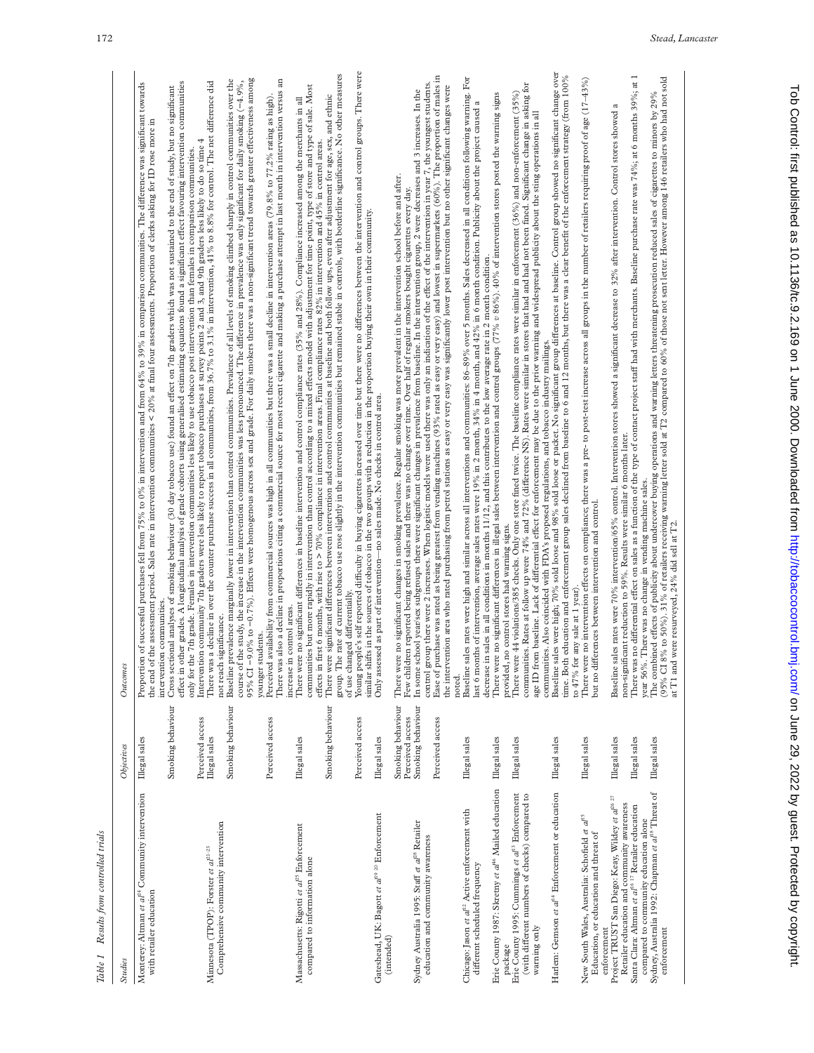Table 1 Results from controlled trials

| Studies | Objectives | Outcomes |
| --- | --- | --- |
| Monterey: Altman *et al*[24] Community intervention with retailer education | Illegal sales | Proportion of successful purchases fell from 75% to 0% in intervention and from 64% to 39% in comparison communities. The difference was significant towards the end of the assessment period. Sales rate in intervention communities < 20% at final four assessments. Proportion of clerks asking for ID rose more in intervention communities. |
| | Smoking behaviour | Cross sectional analyses of smoking behaviour (30 day tobacco use) found an effect on 7th graders which was not sustained to the end of study, but no significant effect in other grades. A longitudinal analysis of grade cohorts using generalised estimating equations found a significant effect favouring intervention communities only for the 7th grade. Females in intervention communities less likely to use tobacco post intervention than females in comparison communities. |
| | Perceived access | Intervention community 7th graders were less likely to report tobacco purchases at survey points 2 and 3, and 9th graders less likely to do so time 4 |
| Minnesota (TPOP): Forster *et al*[21–23] Comprehensive community intervention | Illegal sales | There was a decline in over the counter purchase success in all communities, from 36.7% to 3.1% in intervention, 41% to 8.8% for control. The net difference did not reach significance. |
| | Smoking behaviour | Baseline prevalence marginally lower in intervention than control communities. Prevalence of all levels of smoking climbed sharply in control communities over the course of the study, the increase in the intervention communities was less pronounced. The difference in prevalence was only significant for daily smoking (−4.9%, 95% CI −9.0% to −0.7%). Effects were homogenous across sex and grade. For daily smokers there was a non-significant trend towards greater effectiveness among younger students. |
| | Perceived access | Perceived availability from commercial sources was high in all communities but there was a small decline in intervention areas (79.8% to 77.2% rating as high). There was also a decline in proportions citing a commercial source for most recent cigarette and making a purchase attempt in last month in intervention versus an increase in control areas. |
| Massachusetts: Rigotti *et al*[25] Enforcement compared to information alone | Illegal sales | There were no significant differences in baseline intervention and control compliance rates (35% and 28%). Compliance increased among the merchants in all communities but more rapidly in intervention than control according to a mixed effects model with adjustment for time point, type of store and type of sale. Most effects in first 6 months, with rise to > 70% compliance in intervention areas. Final compliance rates 82% in intervention and 45% in control areas. |
| | Smoking behaviour | There were significant differences between intervention and control communities at baseline and both follow ups, even after adjustment for age, sex, and ethnic group. The rate of current tobacco use rose slightly in the intervention communities but remained stable in controls, with borderline significance. No other measures of use changed differentially. |
| | Perceived access | Young people's self reported difficulty in buying cigarettes increased over time but there were no differences between the intervention and control groups. There were similar shifts in the sources of tobacco in the two groups with a reduction in the proportion buying their own in their community. |
| Gateshead, UK: Bagott *et al*[19 20] Enforcement (intended) | Illegal sales | Only assessed as part of intervention—no sales made. No checks in control area. |
| | Smoking behaviour | There were no significant changes in smoking prevalence. Regular smoking was more prevalent in the intervention school before and after. |
| | Perceived access | Few children reported being refused sales and there was no change over time. Over half of regular smokers bought cigarettes every day. |
| Sydney Australia 1995: Staff *et al*[28] Retailer education and community awareness | Smoking behaviour | In some school year/sex subgroups there were significant changes in prevalence from baseline. In the intervention group, 2 were decreases and 3 increases. In the control group there were 2 increases. When logistic models were used there was only an indication of the effect of the intervention in year 7, the youngest students. |
| | Perceived access | Ease of purchase was rated as being greatest from vending machines (93% rated as easy or very easy) and lowest in supermarkets (60%). The proportion of males in the intervention area who rated purchasing from petrol stations as easy or very easy was significantly lower post intervention but no other significant changes were noted. |
| Chicago: Jason *et al*[12] Active enforcement with different scheduled frequency | Illegal sales | Baseline sales rates were high and similar across all interventions and communities: 86–89% over 5 months. Sales decreased in all conditions following warning. For last 6 months of intervention, average sales rates were 19% in 2 month, 34% in 4 month, and 42% in 6 month condition. Publicity about the project caused a decrease in sales in all conditions in months 11/12, and this contributes to the low average rate in 2 month condition. |
| Erie County 1987: Skretny *et al*[16] Mailed education package | Illegal sales | There were no significant differences in illegal sales between intervention and control groups (77% *v* 86%). 40% of intervention stores posted the warning signs provided, no control stores had warning signs. |
| Erie County 1995: Cummings *et al*[13] Enforcement (with different numbers of checks) compared to warning only | Illegal sales | There were 44 violations/385 checks. Only one store fined twice. The baseline compliance rates were similar in enforcement (36%) and non-enforcement (35%) communities. Rates at follow up were 74% and 72% (difference NS). Rates were similar in stores that had and had not been fined. Significant change in asking for age ID from baseline. Lack of differential effect for enforcement may be due to the prior warning and widespread publicity about the sting operations in all communities. Also coincided with FDA's proposed regulations, and tobacco industry mailings. |
| Harlem: Gemson *et al*[14] Enforcement or education | Illegal sales | Baseline sales were high; 70% sold loose and 98% sold loose or packet. No significant group differences at baseline. Control group showed no significant change over time. Both education and enforcement group sales declined from baseline to 6 and 12 months, but there was a clear benefit of the enforcement strategy (from 100% to 47% for any sale at 1 year). |
| New South Wales, Australia: Schofield *et al*[15] Education, or education and threat of enforcement | Illegal sales | There were no intervention effects on compliance; there was a pre- to post-test increase across all groups in the number of retailers requiring proof of age (17–43%) but no differences between intervention and control. |
| Project TRUST San Diego: Keay, Wildey *et al*[26 27] Retailer education and community awareness | Illegal sales | Baseline sales rates were 70% intervention/65% control. Intervention stores showed a significant decrease to 32% after intervention. Control stores showed a non-significant reduction to 59%. Results were similar 6 months later. |
| Santa Clara: Altman *et al*[16 17] Retailer education compared to community education alone | Illegal sales | There was no differential effect on sales as a function of the type of contact project staff had with merchants. Baseline purchase rate was 74%; at 6 months 39%; at 1 year 56%. There was no change in vending machine sales. |
| Sydney, Australia 1992: Chapman *et al*[18] Threat of enforcement | Illegal sales | The combined effects of publicity about undercover buying operations and warning letters threatening prosecution reduced sales of cigarettes to minors by 29% (95% CI 8% to 50%). 31% of retailers receiving warning letter sold at T2 compared to 60% of those not sent letter. However among 146 retailers who had not sold at T1 and were resurveyed, 24% did sell at T2. |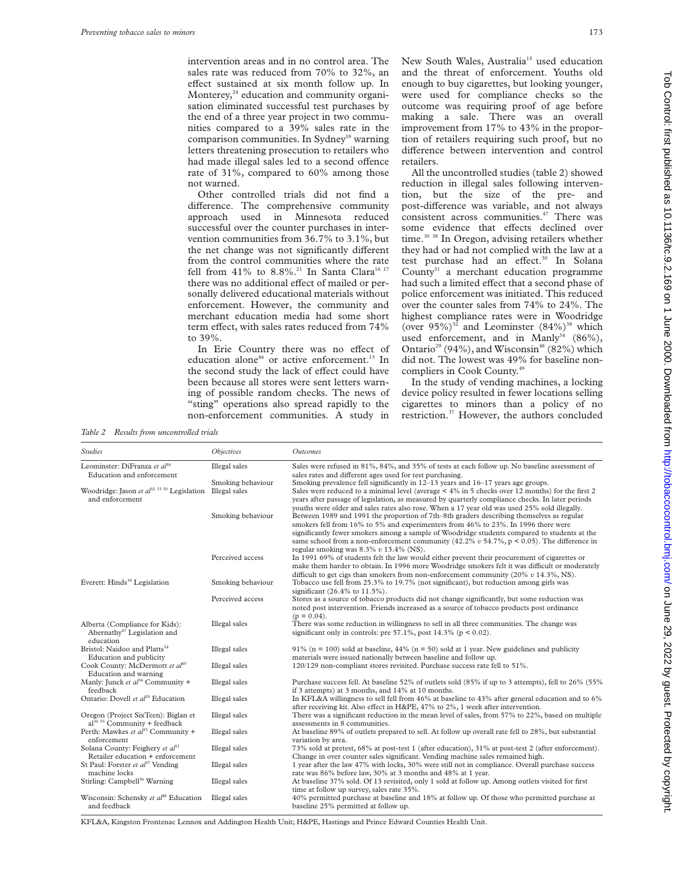intervention areas and in no control area. The sales rate was reduced from 70% to 32%, an effect sustained at six month follow up. In Monterey,[24] education and community organisation eliminated successful test purchases by the end of a three year project in two communities compared to a 39% sales rate in the comparison communities. In Sydney[18] warning letters threatening prosecution to retailers who had made illegal sales led to a second offence rate of 31%, compared to 60% among those not warned.

Other controlled trials did not find a difference. The comprehensive community approach used in Minnesota reduced successful over the counter purchases in intervention communities from 36.7% to 3.1%, but the net change was not significantly different from the control communities where the rate fell from 41% to 8.8%.[21] In Santa Clara[16 17] there was no additional effect of mailed or personally delivered educational materials without enforcement. However, the community and merchant education media had some short term effect, with sales rates reduced from 74% to 39%.

In Erie Country there was no effect of education alone[46] or active enforcement.[13] In the second study the lack of effect could have been because all stores were sent letters warning of possible random checks. The news of "sting" operations also spread rapidly to the non-enforcement communities. A study in New South Wales, Australia[15] used education and the threat of enforcement. Youths old enough to buy cigarettes, but looking younger, were used for compliance checks so the outcome was requiring proof of age before making a sale. There was an overall improvement from 17% to 43% in the proportion of retailers requiring such proof, but no difference between intervention and control retailers.

All the uncontrolled studies (table 2) showed reduction in illegal sales following intervention, but the size of the pre- and post-difference was variable, and not always consistent across communities.[47] There was some evidence that effects declined over time.[30 38] In Oregon, advising retailers whether they had or had not complied with the law at a test purchase had an effect.[30] In Solana County[31] a merchant education programme had such a limited effect that a second phase of police enforcement was initiated. This reduced over the counter sales from 74% to 24%. The highest compliance rates were in Woodridge (over 95%)[32] and Leominster (84%)[38] which used enforcement, and in Manly[34] (86%), Ontario[29] (94%), and Wisconsin[48] (82%) which did not. The lowest was 49% for baseline noncompliers in Cook County.[49]

In the study of vending machines, a locking device policy resulted in fewer locations selling cigarettes to minors than a policy of no restriction.[37] However, the authors concluded

*Table 2 Results from uncontrolled trials*

| *Studies* | *Objectives* | *Outcomes* |
|---|---|---|
| Leominster: DiFranza *et al*[38] Education and enforcement | Illegal sales | Sales were refused in 81%, 84%, and 35% of tests at each follow up. No baseline assessment of sales rates and different ages used for test purchasing. |
| | Smoking behaviour | Smoking prevalence fell significantly in 12–13 years and 16–17 years age groups. |
| Woodridge: Jason *et al*[32 33 50] Legislation and enforcement | Illegal sales | Sales were reduced to a minimal level (average < 4% in 5 checks over 12 months) for the first 2 years after passage of legislation, as measured by quarterly compliance checks. In later periods youths were older and sales rates also rose. When a 17 year old was used 25% sold illegally. |
| | Smoking behaviour | Between 1989 and 1991 the proportion of 7th–8th graders describing themselves as regular smokers fell from 16% to 5% and experimenters from 46% to 23%. In 1996 there were significantly fewer smokers among a sample of Woodridge students compared to students at the same school from a non-enforcement community (42.2% *v* 54.7%, p < 0.05). The difference in regular smoking was 8.3% *v* 13.4% (NS). |
| | Perceived access | In 1991 69% of students felt the law would either prevent their procurement of cigarettes or make them harder to obtain. In 1996 more Woodridge smokers felt it was difficult or moderately difficult to get cigs than smokers from non-enforcement community (20% *v* 14.3%, NS). |
| Everett: Hinds[39] Legislation | Smoking behaviour | Tobacco use fell from 25.3% to 19.7% (not significant), but reduction among girls was significant (26.4% to 11.5%). |
| | Perceived access | Stores as a source of tobacco products did not change significantly, but some reduction was noted post intervention. Friends increased as a source of tobacco products post ordinance (p = 0.04). |
| Alberta (Compliance for Kids): Abernathy[47] Legislation and education | Illegal sales | There was some reduction in willingness to sell in all three communities. The change was significant only in controls: pre 57.1%, post 14.3% (p < 0.02). |
| Bristol: Naidoo and Platts[54] Education and publicity | Illegal sales | 91% (n = 100) sold at baseline, 44% (n = 50) sold at 1 year. New guidelines and publicity materials were issued nationally between baseline and follow up. |
| Cook County: McDermott *et al*[49] Education and warning | Illegal sales | 120/129 non-compliant stores revisited. Purchase success rate fell to 51%. |
| Manly: Junck *et al*[34] Community + feedback | Illegal sales | Purchase success fell. At baseline 52% of outlets sold (85% if up to 3 attempts), fell to 26% (55% if 3 attempts) at 3 months, and 14% at 10 months. |
| Ontario: Dovell *et al*[29] Education | Illegal sales | In KFL&A willingness to sell fell from 46% at baseline to 43% after general education and to 6% after receiving kit. Also effect in H&PE, 47% to 2%, 1 week after intervention. |
| Oregon (Project SixTeen): Biglan et al[30 55] Community + feedback | Illegal sales | There was a significant reduction in the mean level of sales, from 57% to 22%, based on multiple assessments in 8 communities. |
| Perth: Mawkes *et al*[35] Community + enforcement | Illegal sales | At baseline 89% of outlets prepared to sell. At follow up overall rate fell to 28%, but substantial variation by area. |
| Solana County: Feighery *et al*[31] Retailer education + enforcement | Illegal sales | 73% sold at pretest, 68% at post-test 1 (after education), 31% at post-test 2 (after enforcement). Change in over counter sales significant. Vending machine sales remained high. |
| St Paul: Forster *et al*[37] Vending machine locks | Illegal sales | 1 year after the law 47% with locks, 30% were still not in compliance. Overall purchase success rate was 86% before law, 30% at 3 months and 48% at 1 year. |
| Stirling: Campbell[56] Warning | Illegal sales | At baseline 37% sold. Of 13 revisited, only 1 sold at follow up. Among outlets visited for first time at follow up survey, sales rate 35%. |
| Wisconsin: Schensky *et al*[48] Education and feedback | Illegal sales | 40% permitted purchase at baseline and 18% at follow up. Of those who permitted purchase at baseline 25% permitted at follow up. |

KFL&A, Kingston Frontenac Lennox and Addington Health Unit; H&PE, Hastings and Prince Edward Counties Health Unit.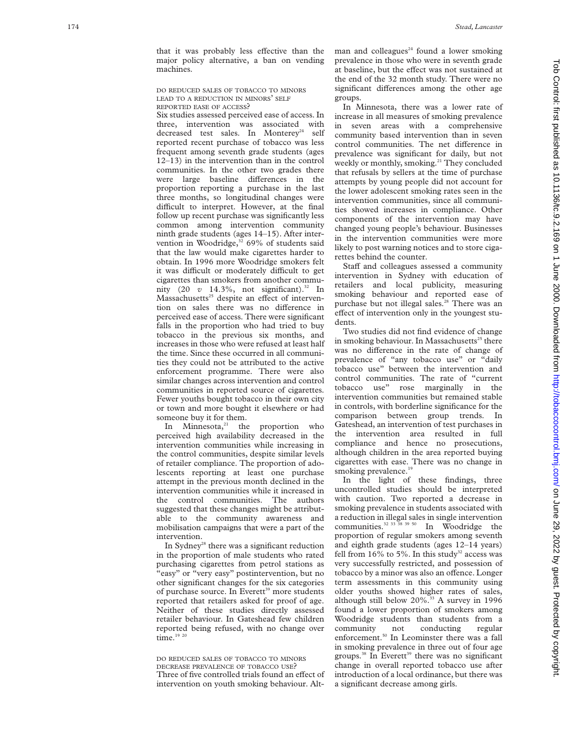that it was probably less effective than the major policy alternative, a ban on vending machines.

### DO REDUCED SALES OF TOBACCO TO MINORS LEAD TO A REDUCTION IN MINORS' SELF REPORTED EASE OF ACCESS?

Six studies assessed perceived ease of access. In three, intervention was associated with decreased test sales. In Monterey[24] self reported recent purchase of tobacco was less frequent among seventh grade students (ages 12–13) in the intervention than in the control communities. In the other two grades there were large baseline differences in the proportion reporting a purchase in the last three months, so longitudinal changes were difficult to interpret. However, at the final follow up recent purchase was significantly less common among intervention community ninth grade students (ages 14–15). After intervention in Woodridge,[32] 69% of students said that the law would make cigarettes harder to obtain. In 1996 more Woodridge smokers felt it was difficult or moderately difficult to get cigarettes than smokers from another community (20 *v* 14.3%, not significant).[32] In Massachusetts[25] despite an effect of intervention on sales there was no difference in perceived ease of access. There were significant falls in the proportion who had tried to buy tobacco in the previous six months, and increases in those who were refused at least half the time. Since these occurred in all communities they could not be attributed to the active enforcement programme. There were also similar changes across intervention and control communities in reported source of cigarettes. Fewer youths bought tobacco in their own city or town and more bought it elsewhere or had someone buy it for them.

In Minnesota,[21] the proportion who perceived high availability decreased in the intervention communities while increasing in the control communities, despite similar levels of retailer compliance. The proportion of adolescents reporting at least one purchase attempt in the previous month declined in the intervention communities while it increased in the control communities. The authors suggested that these changes might be attributable to the community awareness and mobilisation campaigns that were a part of the intervention.

In Sydney[28] there was a significant reduction in the proportion of male students who rated purchasing cigarettes from petrol stations as "easy" or "very easy" postintervention, but no other significant changes for the six categories of purchase source. In Everett[39] more students reported that retailers asked for proof of age. Neither of these studies directly assessed retailer behaviour. In Gateshead few children reported being refused, with no change over time.[19 20]

### DO REDUCED SALES OF TOBACCO TO MINORS DECREASE PREVALENCE OF TOBACCO USE?

Three of five controlled trials found an effect of intervention on youth smoking behaviour. Altman and colleagues[24] found a lower smoking prevalence in those who were in seventh grade at baseline, but the effect was not sustained at the end of the 32 month study. There were no significant differences among the other age groups.

In Minnesota, there was a lower rate of increase in all measures of smoking prevalence in seven areas with a comprehensive community based intervention than in seven control communities. The net difference in prevalence was significant for daily, but not weekly or monthly, smoking.[21] They concluded that refusals by sellers at the time of purchase attempts by young people did not account for the lower adolescent smoking rates seen in the intervention communities, since all communities showed increases in compliance. Other components of the intervention may have changed young people's behaviour. Businesses in the intervention communities were more likely to post warning notices and to store cigarettes behind the counter.

Staff and colleagues assessed a community intervention in Sydney with education of retailers and local publicity, measuring smoking behaviour and reported ease of purchase but not illegal sales.[28] There was an effect of intervention only in the youngest students.

Two studies did not find evidence of change in smoking behaviour. In Massachusetts[25] there was no difference in the rate of change of prevalence of "any tobacco use" or "daily tobacco use" between the intervention and control communities. The rate of "current tobacco use" rose marginally in the intervention communities but remained stable in controls, with borderline significance for the comparison between group trends. In Gateshead, an intervention of test purchases in the intervention area resulted in full compliance and hence no prosecutions, although children in the area reported buying cigarettes with ease. There was no change in smoking prevalence.[19]

In the light of these findings, three uncontrolled studies should be interpreted with caution. Two reported a decrease in smoking prevalence in students associated with a reduction in illegal sales in single intervention communities.[32 33 38 39 50] In Woodridge the proportion of regular smokers among seventh and eighth grade students (ages 12–14 years) fell from 16% to 5%. In this study[32] access was very successfully restricted, and possession of tobacco by a minor was also an offence. Longer term assessments in this community using older youths showed higher rates of sales, although still below 20%.[33] A survey in 1996 found a lower proportion of smokers among Woodridge students than students from a community not conducting regular enforcement.[50] In Leominster there was a fall in smoking prevalence in three out of four age groups.[38] In Everett[39] there was no significant change in overall reported tobacco use after introduction of a local ordinance, but there was a significant decrease among girls.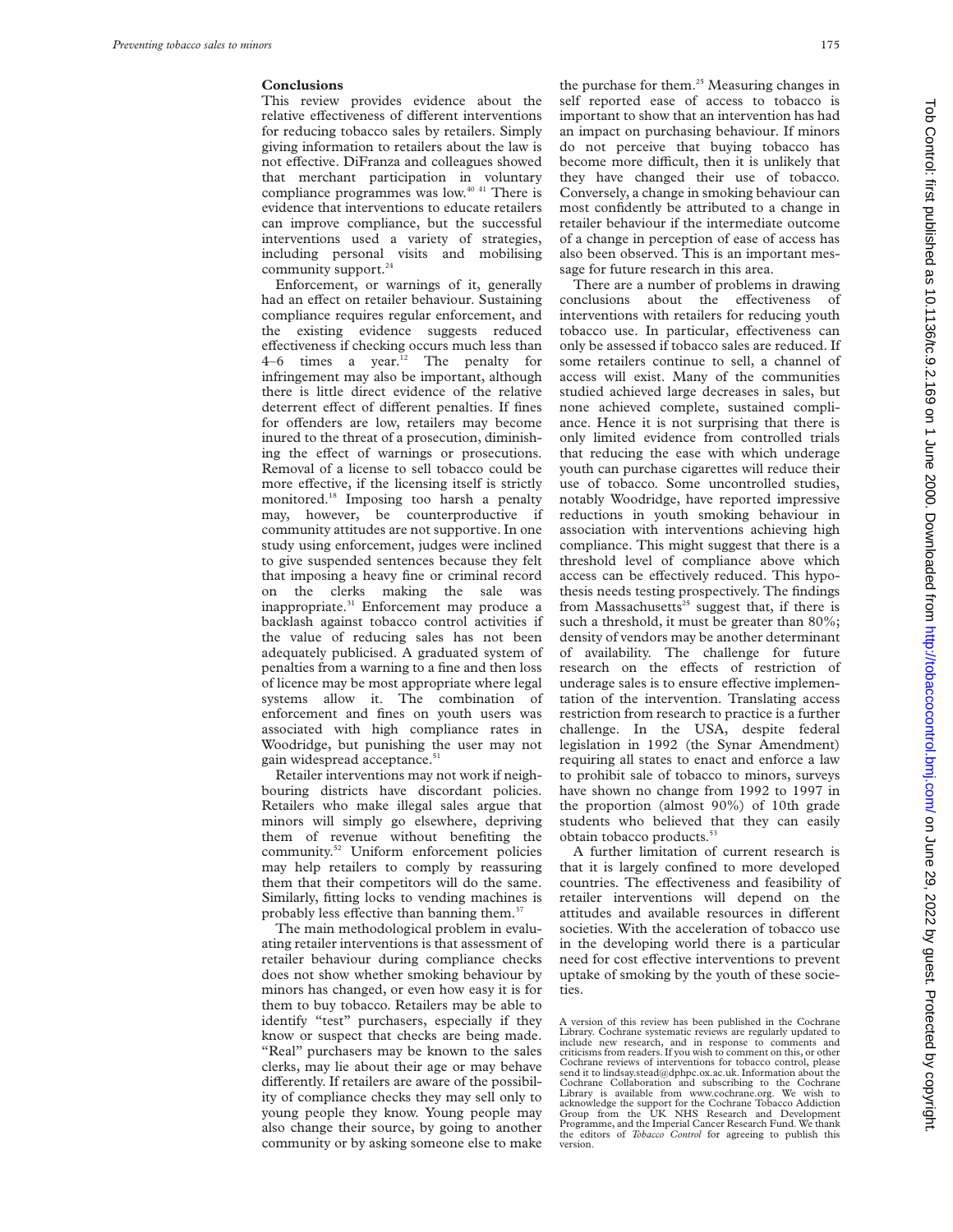## Conclusions

This review provides evidence about the relative effectiveness of different interventions for reducing tobacco sales by retailers. Simply giving information to retailers about the law is not effective. DiFranza and colleagues showed that merchant participation in voluntary compliance programmes was low.[40 41] There is evidence that interventions to educate retailers can improve compliance, but the successful interventions used a variety of strategies, including personal visits and mobilising community support.[24]

Enforcement, or warnings of it, generally had an effect on retailer behaviour. Sustaining compliance requires regular enforcement, and the existing evidence suggests reduced effectiveness if checking occurs much less than 4–6 times a year.[12] The penalty for infringement may also be important, although there is little direct evidence of the relative deterrent effect of different penalties. If fines for offenders are low, retailers may become inured to the threat of a prosecution, diminishing the effect of warnings or prosecutions. Removal of a license to sell tobacco could be more effective, if the licensing itself is strictly monitored.[18] Imposing too harsh a penalty may, however, be counterproductive if community attitudes are not supportive. In one study using enforcement, judges were inclined to give suspended sentences because they felt that imposing a heavy fine or criminal record on the clerks making the sale was inappropriate.[31] Enforcement may produce a backlash against tobacco control activities if the value of reducing sales has not been adequately publicised. A graduated system of penalties from a warning to a fine and then loss of licence may be most appropriate where legal systems allow it. The combination of enforcement and fines on youth users was associated with high compliance rates in Woodridge, but punishing the user may not gain widespread acceptance.[51]

Retailer interventions may not work if neighbouring districts have discordant policies. Retailers who make illegal sales argue that minors will simply go elsewhere, depriving them of revenue without benefiting the community.[52] Uniform enforcement policies may help retailers to comply by reassuring them that their competitors will do the same. Similarly, fitting locks to vending machines is probably less effective than banning them.[37]

The main methodological problem in evaluating retailer interventions is that assessment of retailer behaviour during compliance checks does not show whether smoking behaviour by minors has changed, or even how easy it is for them to buy tobacco. Retailers may be able to identify "test" purchasers, especially if they know or suspect that checks are being made. "Real" purchasers may be known to the sales clerks, may lie about their age or may behave differently. If retailers are aware of the possibility of compliance checks they may sell only to young people they know. Young people may also change their source, by going to another community or by asking someone else to make the purchase for them.[25] Measuring changes in self reported ease of access to tobacco is important to show that an intervention has had an impact on purchasing behaviour. If minors do not perceive that buying tobacco has become more difficult, then it is unlikely that they have changed their use of tobacco. Conversely, a change in smoking behaviour can most confidently be attributed to a change in retailer behaviour if the intermediate outcome of a change in perception of ease of access has also been observed. This is an important message for future research in this area.

There are a number of problems in drawing conclusions about the effectiveness of interventions with retailers for reducing youth tobacco use. In particular, effectiveness can only be assessed if tobacco sales are reduced. If some retailers continue to sell, a channel of access will exist. Many of the communities studied achieved large decreases in sales, but none achieved complete, sustained compliance. Hence it is not surprising that there is only limited evidence from controlled trials that reducing the ease with which underage youth can purchase cigarettes will reduce their use of tobacco. Some uncontrolled studies, notably Woodridge, have reported impressive reductions in youth smoking behaviour in association with interventions achieving high compliance. This might suggest that there is a threshold level of compliance above which access can be effectively reduced. This hypothesis needs testing prospectively. The findings from Massachusetts[25] suggest that, if there is such a threshold, it must be greater than 80%; density of vendors may be another determinant of availability. The challenge for future research on the effects of restriction of underage sales is to ensure effective implementation of the intervention. Translating access restriction from research to practice is a further challenge. In the USA, despite federal legislation in 1992 (the Synar Amendment) requiring all states to enact and enforce a law to prohibit sale of tobacco to minors, surveys have shown no change from 1992 to 1997 in the proportion (almost 90%) of 10th grade students who believed that they can easily obtain tobacco products.[53]

A further limitation of current research is that it is largely confined to more developed countries. The effectiveness and feasibility of retailer interventions will depend on the attitudes and available resources in different societies. With the acceleration of tobacco use in the developing world there is a particular need for cost effective interventions to prevent uptake of smoking by the youth of these societies.

A version of this review has been published in the Cochrane Library. Cochrane systematic reviews are regularly updated to include new research, and in response to comments and criticisms from readers. If you wish to comment on this, or other Cochrane reviews of interventions for tobacco control, please send it to lindsay.stead@dphpc.ox.ac.uk. Information about the Cochrane Collaboration and subscribing to the Cochrane Library is available from www.cochrane.org. We wish to acknowledge the support for the Cochrane Tobacco Addiction Group from the UK NHS Research and Development Programme, and the Imperial Cancer Research Fund. We thank the editors of *Tobacco Control* for agreeing to publish this version.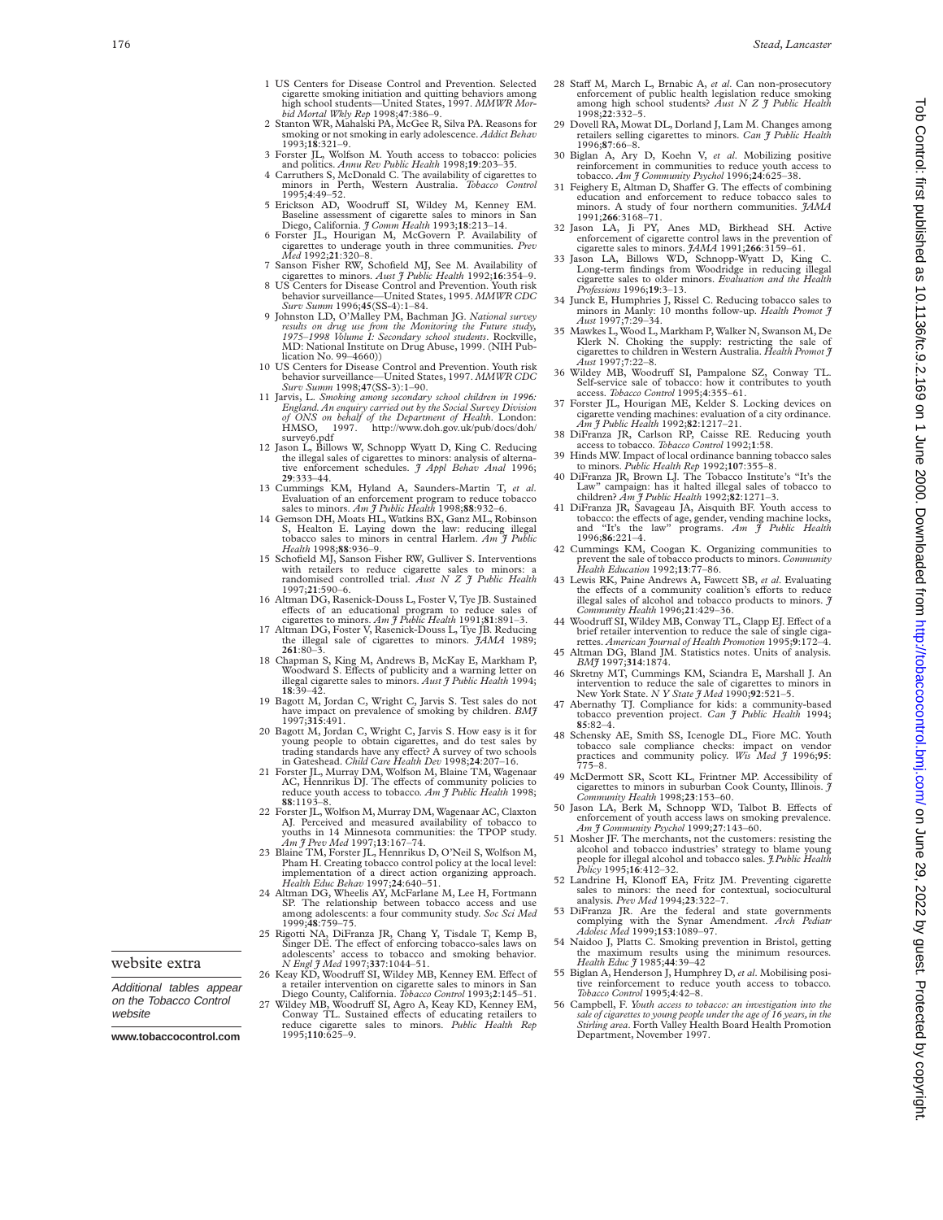1 US Centers for Disease Control and Prevention. Selected cigarette smoking initiation and quitting behaviors among high school students—United States, 1997. *MMWR Morbid Mortal Wkly Rep* 1998;**47**:386–9.
2 Stanton WR, Mahalski PA, McGee R, Silva PA. Reasons for smoking or not smoking in early adolescence. *Addict Behav* 1993;**18**:321–9.
3 Forster JL, Wolfson M. Youth access to tobacco: policies and politics. *Annu Rev Public Health* 1998;**19**:203–35.
4 Carruthers S, McDonald C. The availability of cigarettes to minors in Perth, Western Australia. *Tobacco Control* 1995;**4**:49–52.
5 Erickson AD, Woodruff SI, Wildey M, Kenney EM. Baseline assessment of cigarette sales to minors in San Diego, California. *J Comm Health* 1993;**18**:213–14.
6 Forster JL, Hourigan M, McGovern P. Availability of cigarettes to underage youth in three communities. *Prev Med* 1992;**21**:320–8.
7 Sanson Fisher RW, Schofield MJ, See M. Availability of cigarettes to minors. *Aust J Public Health* 1992;**16**:354–9.
8 US Centers for Disease Control and Prevention. Youth risk behavior surveillance—United States, 1995. *MMWR CDC Surv Summ* 1996;**45**(SS-4):1–84.
9 Johnston LD, O'Malley PM, Bachman JG. *National survey results on drug use from the Monitoring the Future study, 1975–1998 Volume I: Secondary school students*. Rockville, MD: National Institute on Drug Abuse, 1999. (NIH Publication No. 99–4660))
10 US Centers for Disease Control and Prevention. Youth risk behavior surveillance—United States, 1997. *MMWR CDC Surv Summ* 1998;**47**(SS-3):1–90.
11 Jarvis, L. *Smoking among secondary school children in 1996: England. An enquiry carried out by the Social Survey Division of ONS on behalf of the Department of Health*. London: HMSO, 1997. http://www.doh.gov.uk/pub/docs/doh/survey6.pdf
12 Jason L, Billows W, Schnopp Wyatt D, King C. Reducing the illegal sales of cigarettes to minors: analysis of alternative enforcement schedules. *J Appl Behav Anal* 1996; **29**:333–44.
13 Cummings KM, Hyland A, Saunders-Martin T, *et al*. Evaluation of an enforcement program to reduce tobacco sales to minors. *Am J Public Health* 1998;**88**:932–6.
14 Gemson DH, Moats HL, Watkins BX, Ganz ML, Robinson S, Healton E. Laying down the law: reducing illegal tobacco sales to minors in central Harlem. *Am J Public Health* 1998;**88**:936–9.
15 Schofield MJ, Sanson Fisher RW, Gulliver S. Interventions with retailers to reduce cigarette sales to minors: a randomised controlled trial. *Aust N Z J Public Health* 1997;**21**:590–6.
16 Altman DG, Rasenick-Douss L, Foster V, Tye JB. Sustained effects of an educational program to reduce sales of cigarettes to minors. *Am J Public Health* 1991;**81**:891–3.
17 Altman DG, Foster V, Rasenick-Douss L, Tye JB. Reducing the illegal sale of cigarettes to minors. *JAMA* 1989; **261**:80–3.
18 Chapman S, King M, Andrews B, McKay E, Markham P, Woodward S. Effects of publicity and a warning letter on illegal cigarette sales to minors. *Aust J Public Health* 1994; **18**:39–42.
19 Bagott M, Jordan C, Wright C, Jarvis S. Test sales do not have impact on prevalence of smoking by children. *BMJ* 1997;**315**:491.
20 Bagott M, Jordan C, Wright C, Jarvis S. How easy is it for young people to obtain cigarettes, and do test sales by trading standards have any effect? A survey of two schools in Gateshead. *Child Care Health Dev* 1998;**24**:207–16.
21 Forster JL, Murray DM, Wolfson M, Blaine TM, Wagenaar AC, Hennrikus DJ. The effects of community policies to reduce youth access to tobacco. *Am J Public Health* 1998; **88**:1193–8.
22 Forster JL, Wolfson M, Murray DM, Wagenaar AC, Claxton AJ. Perceived and measured availability of tobacco to youths in 14 Minnesota communities: the TPOP study. *Am J Prev Med* 1997;**13**:167–74.
23 Blaine TM, Forster JL, Hennrikus D, O'Neil S, Wolfson M, Pham H. Creating tobacco control policy at the local level: implementation of a direct action organizing approach. *Health Educ Behav* 1997;**24**:640–51.
24 Altman DG, Wheelis AY, McFarlane M, Lee H, Fortmann SP. The relationship between tobacco access and use among adolescents: a four community study. *Soc Sci Med* 1999;**48**:759–75.
25 Rigotti NA, DiFranza JR, Chang Y, Tisdale T, Kemp B, Singer DE. The effect of enforcing tobacco-sales laws on adolescents' access to tobacco and smoking behavior. *N Engl J Med* 1997;**337**:1044–51.
26 Keay KD, Woodruff SI, Wildey MB, Kenney EM. Effect of a retailer intervention on cigarette sales to minors in San Diego County, California. *Tobacco Control* 1993;**2**:145–51.
27 Wildey MB, Woodruff SI, Agro A, Keay KD, Kenney EM, Conway TL. Sustained effects of educating retailers to reduce cigarette sales to minors. *Public Health Rep* 1995;**110**:625–9.
28 Staff M, March L, Brnabic A, *et al*. Can non-prosecutory enforcement of public health legislation reduce smoking among high school students? *Aust N Z J Public Health* 1998;**22**:332–5.
29 Dovell RA, Mowat DL, Dorland J, Lam M. Changes among retailers selling cigarettes to minors. *Can J Public Health* 1996;**87**:66–8.
30 Biglan A, Ary D, Koehn V, *et al*. Mobilizing positive reinforcement in communities to reduce youth access to tobacco. *Am J Community Psychol* 1996;**24**:625–38.
31 Feighery E, Altman D, Shaffer G. The effects of combining education and enforcement to reduce tobacco sales to minors. A study of four northern communities. *JAMA* 1991;**266**:3168–71.
32 Jason LA, Ji PY, Anes MD, Birkhead SH. Active enforcement of cigarette control laws in the prevention of cigarette sales to minors. *JAMA* 1991;**266**:3159–61.
33 Jason LA, Billows WD, Schnopp-Wyatt D, King C. Long-term findings from Woodridge in reducing illegal cigarette sales to older minors. *Evaluation and the Health Professions* 1996;**19**:3–13.
34 Junck E, Humphries J, Rissel C. Reducing tobacco sales to minors in Manly: 10 months follow-up. *Health Promot J Aust* 1997;**7**:29–34.
35 Mawkes L, Wood L, Markham P, Walker N, Swanson M, De Klerk N. Choking the supply: restricting the sale of cigarettes to children in Western Australia. *Health Promot J Aust* 1997;**7**:22–8.
36 Wildey MB, Woodruff SI, Pampalone SZ, Conway TL. Self-service sale of tobacco: how it contributes to youth access. *Tobacco Control* 1995;**4**:355–61.
37 Forster JL, Hourigan ME, Kelder S. Locking devices on cigarette vending machines: evaluation of a city ordinance. *Am J Public Health* 1992;**82**:1217–21.
38 DiFranza JR, Carlson RP, Caisse RE. Reducing youth access to tobacco. *Tobacco Control* 1992;**1**:58.
39 Hinds MW. Impact of local ordinance banning tobacco sales to minors. *Public Health Rep* 1992;**107**:355–8.
40 DiFranza JR, Brown LJ. The Tobacco Institute's "It's the Law" campaign: has it halted illegal sales of tobacco to children? *Am J Public Health* 1992;**82**:1271–3.
41 DiFranza JR, Savageau JA, Aisquith BF. Youth access to tobacco: the effects of age, gender, vending machine locks, and "It's the law" programs. *Am J Public Health* 1996;**86**:221–4.
42 Cummings KM, Coogan K. Organizing communities to prevent the sale of tobacco products to minors. *Community Health Education* 1992;**13**:77–86.
43 Lewis RK, Paine Andrews A, Fawcett SB, *et al*. Evaluating the effects of a community coalition's efforts to reduce illegal sales of alcohol and tobacco products to minors. *J Community Health* 1996;**21**:429–36.
44 Woodruff SI, Wildey MB, Conway TL, Clapp EJ. Effect of a brief retailer intervention to reduce the sale of single cigarettes. *American Journal of Health Promotion* 1995;**9**:172–4.
45 Altman DG, Bland JM. Statistics notes. Units of analysis. *BMJ* 1997;**314**:1874.
46 Skretny MT, Cummings KM, Sciandra E, Marshall J. An intervention to reduce the sale of cigarettes to minors in New York State. *N Y State J Med* 1990;**92**:521–5.
47 Abernathy TJ. Compliance for kids: a community-based tobacco prevention project. *Can J Public Health* 1994; **85**:82–4.
48 Schensky AE, Smith SS, Icenogle DL, Fiore MC. Youth tobacco sale compliance checks: impact on vendor practices and community policy. *Wis Med J* 1996;**95**: 775–8.
49 McDermott SR, Scott KL, Frintner MP. Accessibility of cigarettes to minors in suburban Cook County, Illinois. *J Community Health* 1998;**23**:153–60.
50 Jason LA, Berk M, Schnopp WD, Talbot B. Effects of enforcement of youth access laws on smoking prevalence. *Am J Community Psychol* 1999;**27**:143–60.
51 Mosher JF. The merchants, not the customers: resisting the alcohol and tobacco industries' strategy to blame young people for illegal alcohol and tobacco sales. *J.Public Health Policy* 1995;**16**:412–32.
52 Landrine H, Klonoff EA, Fritz JM. Preventing cigarette sales to minors: the need for contextual, sociocultural analysis. *Prev Med* 1994;**23**:322–7.
53 DiFranza JR. Are the federal and state governments complying with the Synar Amendment. *Arch Pediatr Adolesc Med* 1999;**153**:1089–97.
54 Naidoo J, Platts C. Smoking prevention in Bristol, getting the maximum results using the minimum resources. *Health Educ J* 1985;**44**:39–42
55 Biglan A, Henderson J, Humphrey D, *et al*. Mobilising positive reinforcement to reduce youth access to tobacco. *Tobacco Control* 1995;**4**:42–8.
56 Campbell, F. *Youth access to tobacco: an investigation into the sale of cigarettes to young people under the age of 16 years, in the Stirling area*. Forth Valley Health Board Health Promotion Department, November 1997.

**website extra**

*Additional tables appear on the Tobacco Control website*

**www.tobaccocontrol.com**